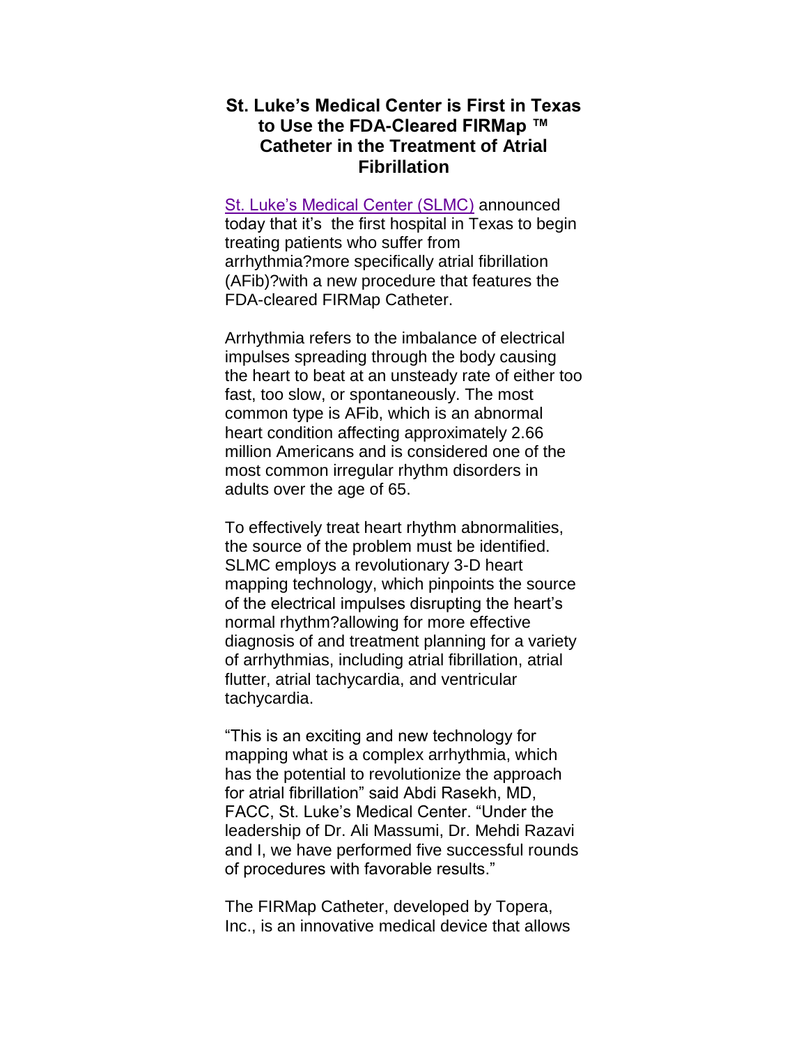# St. Luke's Medical Center is First in Texas to Use the FDA-Cleared FIRMap ™ Catheter in the Treatment of Atrial Fibrillation

St. Luke's Medical Center (SLMC) announced today that it's the first hospital in Texas to begin treating patients who suffer from arrhythmia?more specifically atrial fibrillation (AFib)?with a new procedure that features the FDA-cleared FIRMap Catheter.

Arrhythmia refers to the imbalance of electrical impulses spreading through the body causing the heart to beat at an unsteady rate of either too fast, too slow, or spontaneously. The most common type is AFib, which is an abnormal heart condition affecting approximately 2.66 million Americans and is considered one of the most common irregular rhythm disorders in adults over the age of 65.

To effectively treat heart rhythm abnormalities, the source of the problem must be identified. SLMC employs a revolutionary 3-D heart mapping technology, which pinpoints the source of the electrical impulses disrupting the heart's normal rhythm?allowing for more effective diagnosis of and treatment planning for a variety of arrhythmias, including atrial fibrillation, atrial flutter, atrial tachycardia, and ventricular tachycardia.

"This is an exciting and new technology for mapping what is a complex arrhythmia, which has the potential to revolutionize the approach for atrial fibrillation" said Abdi Rasekh, MD, FACC, St. Luke's Medical Center. "Under the leadership of Dr. Ali Massumi, Dr. Mehdi Razavi and I, we have performed five successful rounds of procedures with favorable results."

The FIRMap Catheter, developed by Topera, Inc., is an innovative medical device that allows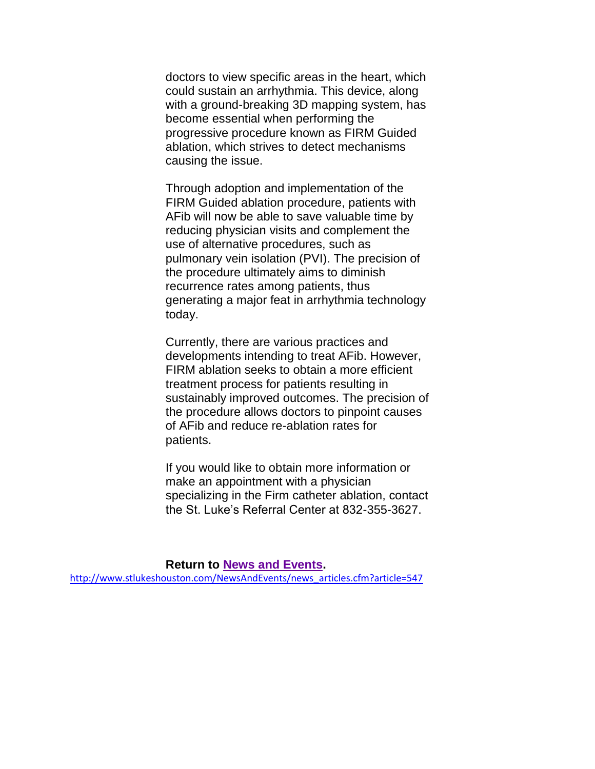doctors to view specific areas in the heart, which could sustain an arrhythmia. This device, along with a ground-breaking 3D mapping system, has become essential when performing the progressive procedure known as FIRM Guided ablation, which strives to detect mechanisms causing the issue.

Through adoption and implementation of the FIRM Guided ablation procedure, patients with AFib will now be able to save valuable time by reducing physician visits and complement the use of alternative procedures, such as pulmonary vein isolation (PVI). The precision of the procedure ultimately aims to diminish recurrence rates among patients, thus generating a major feat in arrhythmia technology today.

Currently, there are various practices and developments intending to treat AFib. However, FIRM ablation seeks to obtain a more efficient treatment process for patients resulting in sustainably improved outcomes. The precision of the procedure allows doctors to pinpoint causes of AFib and reduce re-ablation rates for patients.

If you would like to obtain more information or make an appointment with a physician specializing in the Firm catheter ablation, contact the St. Luke's Referral Center at 832-355-3627.

**Return to News and Events.**

http://www.stlukeshouston.com/NewsAndEvents/news_articles.cfm?article=547